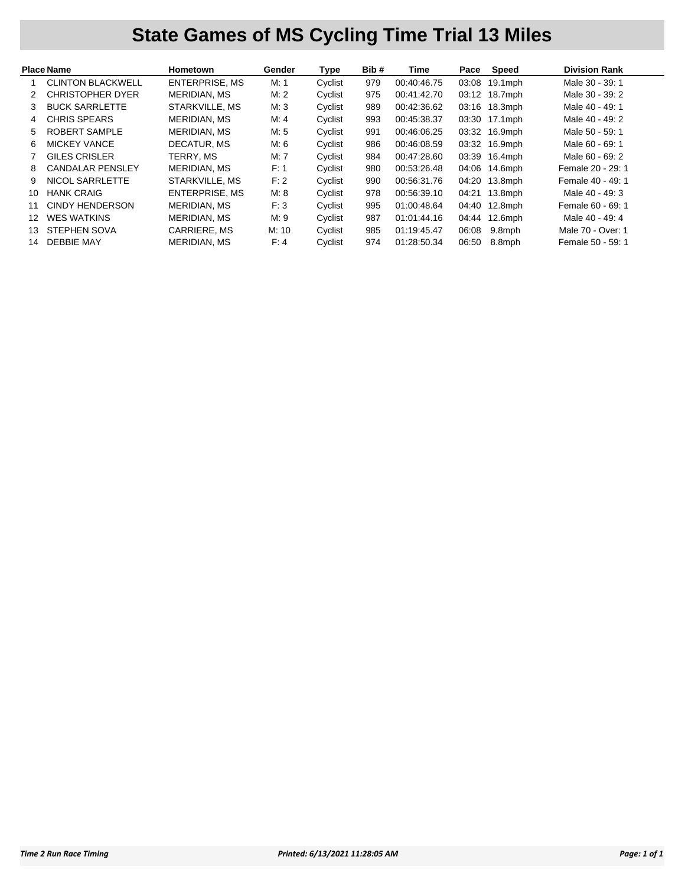# State Games of MS Cycling Time Trial 13 Miles

| Place | Name | Hometown | Gender | Type | Bib # | Time | Pace | Speed | Division Rank |
|---|---|---|---|---|---|---|---|---|---|
| 1 | CLINTON BLACKWELL | ENTERPRISE, MS | M: 1 | Cyclist | 979 | 00:40:46.75 | 03:08 | 19.1mph | Male 30 - 39: 1 |
| 2 | CHRISTOPHER DYER | MERIDIAN, MS | M: 2 | Cyclist | 975 | 00:41:42.70 | 03:12 | 18.7mph | Male 30 - 39: 2 |
| 3 | BUCK SARRLETTE | STARKVILLE, MS | M: 3 | Cyclist | 989 | 00:42:36.62 | 03:16 | 18.3mph | Male 40 - 49: 1 |
| 4 | CHRIS SPEARS | MERIDIAN, MS | M: 4 | Cyclist | 993 | 00:45:38.37 | 03:30 | 17.1mph | Male 40 - 49: 2 |
| 5 | ROBERT SAMPLE | MERIDIAN, MS | M: 5 | Cyclist | 991 | 00:46:06.25 | 03:32 | 16.9mph | Male 50 - 59: 1 |
| 6 | MICKEY VANCE | DECATUR, MS | M: 6 | Cyclist | 986 | 00:46:08.59 | 03:32 | 16.9mph | Male 60 - 69: 1 |
| 7 | GILES CRISLER | TERRY, MS | M: 7 | Cyclist | 984 | 00:47:28.60 | 03:39 | 16.4mph | Male 60 - 69: 2 |
| 8 | CANDALAR PENSLEY | MERIDIAN, MS | F: 1 | Cyclist | 980 | 00:53:26.48 | 04:06 | 14.6mph | Female 20 - 29: 1 |
| 9 | NICOL SARRLETTE | STARKVILLE, MS | F: 2 | Cyclist | 990 | 00:56:31.76 | 04:20 | 13.8mph | Female 40 - 49: 1 |
| 10 | HANK CRAIG | ENTERPRISE, MS | M: 8 | Cyclist | 978 | 00:56:39.10 | 04:21 | 13.8mph | Male 40 - 49: 3 |
| 11 | CINDY HENDERSON | MERIDIAN, MS | F: 3 | Cyclist | 995 | 01:00:48.64 | 04:40 | 12.8mph | Female 60 - 69: 1 |
| 12 | WES WATKINS | MERIDIAN, MS | M: 9 | Cyclist | 987 | 01:01:44.16 | 04:44 | 12.6mph | Male 40 - 49: 4 |
| 13 | STEPHEN SOVA | CARRIERE, MS | M: 10 | Cyclist | 985 | 01:19:45.47 | 06:08 | 9.8mph | Male 70 - Over: 1 |
| 14 | DEBBIE MAY | MERIDIAN, MS | F: 4 | Cyclist | 974 | 01:28:50.34 | 06:50 | 8.8mph | Female 50 - 59: 1 |

*Time 2 Run Race Timing* *Printed: 6/13/2021 11:28:05 AM*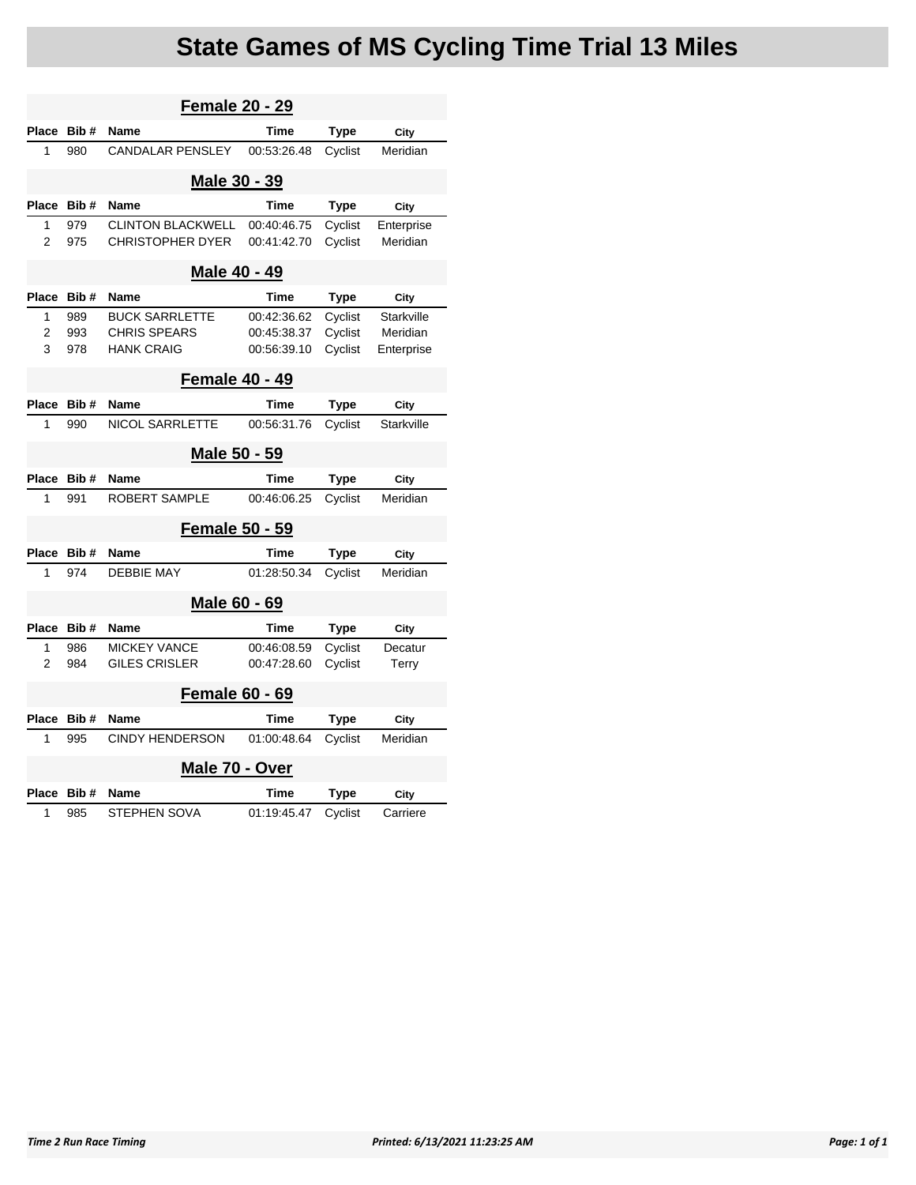# State Games of MS Cycling Time Trial 13 Miles

## Female 20 - 29

| Place | Bib # | Name | Time | Type | City |
|---|---|---|---|---|---|
| 1 | 980 | CANDALAR PENSLEY | 00:53:26.48 | Cyclist | Meridian |

## Male 30 - 39

| Place | Bib # | Name | Time | Type | City |
|---|---|---|---|---|---|
| 1 | 979 | CLINTON BLACKWELL | 00:40:46.75 | Cyclist | Enterprise |
| 2 | 975 | CHRISTOPHER DYER | 00:41:42.70 | Cyclist | Meridian |

## Male 40 - 49

| Place | Bib # | Name | Time | Type | City |
|---|---|---|---|---|---|
| 1 | 989 | BUCK SARRLETTE | 00:42:36.62 | Cyclist | Starkville |
| 2 | 993 | CHRIS SPEARS | 00:45:38.37 | Cyclist | Meridian |
| 3 | 978 | HANK CRAIG | 00:56:39.10 | Cyclist | Enterprise |

## Female 40 - 49

| Place | Bib # | Name | Time | Type | City |
|---|---|---|---|---|---|
| 1 | 990 | NICOL SARRLETTE | 00:56:31.76 | Cyclist | Starkville |

## Male 50 - 59

| Place | Bib # | Name | Time | Type | City |
|---|---|---|---|---|---|
| 1 | 991 | ROBERT SAMPLE | 00:46:06.25 | Cyclist | Meridian |

## Female 50 - 59

| Place | Bib # | Name | Time | Type | City |
|---|---|---|---|---|---|
| 1 | 974 | DEBBIE MAY | 01:28:50.34 | Cyclist | Meridian |

## Male 60 - 69

| Place | Bib # | Name | Time | Type | City |
|---|---|---|---|---|---|
| 1 | 986 | MICKEY VANCE | 00:46:08.59 | Cyclist | Decatur |
| 2 | 984 | GILES CRISLER | 00:47:28.60 | Cyclist | Terry |

## Female 60 - 69

| Place | Bib # | Name | Time | Type | City |
|---|---|---|---|---|---|
| 1 | 995 | CINDY HENDERSON | 01:00:48.64 | Cyclist | Meridian |

## Male 70 - Over

| Place | Bib # | Name | Time | Type | City |
|---|---|---|---|---|---|
| 1 | 985 | STEPHEN SOVA | 01:19:45.47 | Cyclist | Carriere |

*Time 2 Run Race Timing* *Printed: 6/13/2021 11:23:25 AM*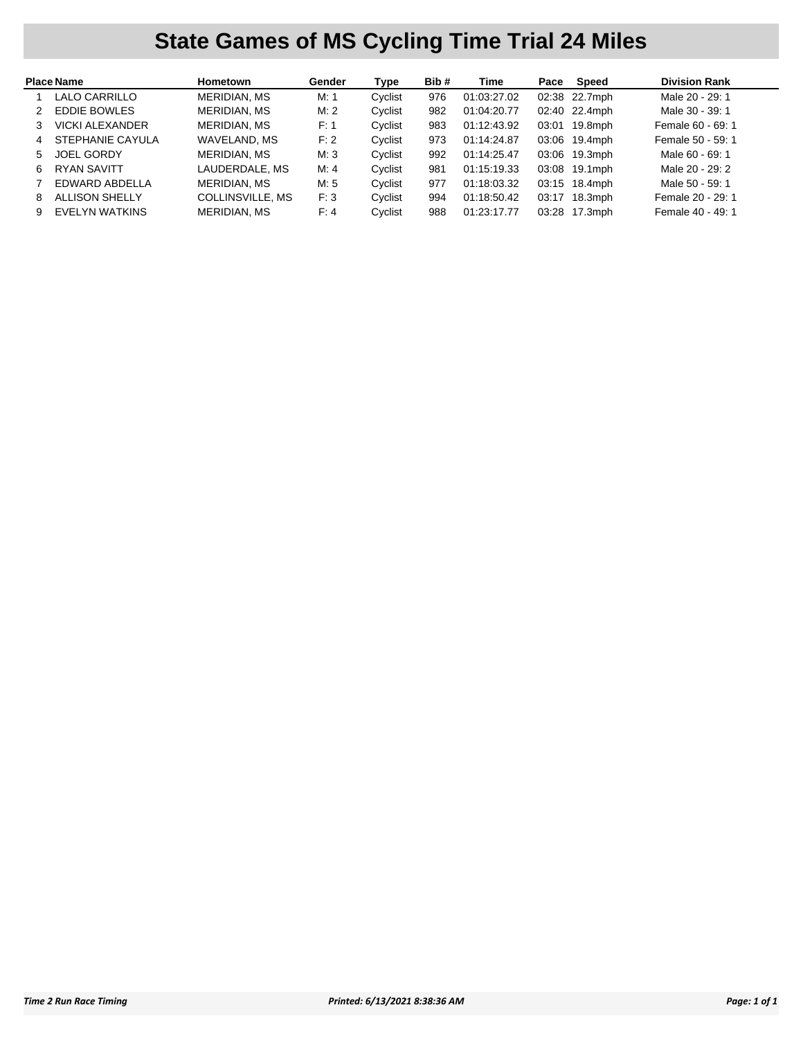# State Games of MS Cycling Time Trial 24 Miles

| Place | Name | Hometown | Gender | Type | Bib # | Time | Pace | Speed | Division Rank |
|---|---|---|---|---|---|---|---|---|---|
| 1 | LALO CARRILLO | MERIDIAN, MS | M: 1 | Cyclist | 976 | 01:03:27.02 | 02:38 | 22.7mph | Male 20 - 29: 1 |
| 2 | EDDIE BOWLES | MERIDIAN, MS | M: 2 | Cyclist | 982 | 01:04:20.77 | 02:40 | 22.4mph | Male 30 - 39: 1 |
| 3 | VICKI ALEXANDER | MERIDIAN, MS | F: 1 | Cyclist | 983 | 01:12:43.92 | 03:01 | 19.8mph | Female 60 - 69: 1 |
| 4 | STEPHANIE CAYULA | WAVELAND, MS | F: 2 | Cyclist | 973 | 01:14:24.87 | 03:06 | 19.4mph | Female 50 - 59: 1 |
| 5 | JOEL GORDY | MERIDIAN, MS | M: 3 | Cyclist | 992 | 01:14:25.47 | 03:06 | 19.3mph | Male 60 - 69: 1 |
| 6 | RYAN SAVITT | LAUDERDALE, MS | M: 4 | Cyclist | 981 | 01:15:19.33 | 03:08 | 19.1mph | Male 20 - 29: 2 |
| 7 | EDWARD ABDELLA | MERIDIAN, MS | M: 5 | Cyclist | 977 | 01:18:03.32 | 03:15 | 18.4mph | Male 50 - 59: 1 |
| 8 | ALLISON SHELLY | COLLINSVILLE, MS | F: 3 | Cyclist | 994 | 01:18:50.42 | 03:17 | 18.3mph | Female 20 - 29: 1 |
| 9 | EVELYN WATKINS | MERIDIAN, MS | F: 4 | Cyclist | 988 | 01:23:17.77 | 03:28 | 17.3mph | Female 40 - 49: 1 |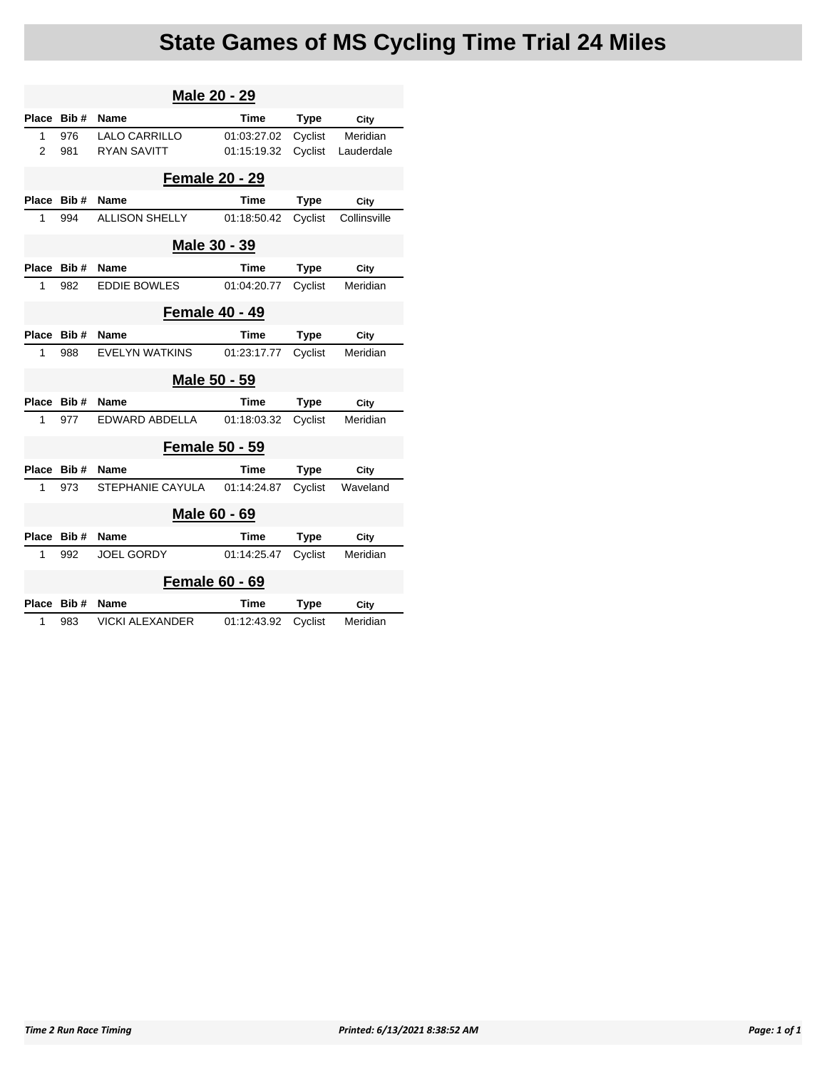# State Games of MS Cycling Time Trial 24 Miles

## Male 20 - 29

| Place | Bib # | Name | Time | Type | City |
|---|---|---|---|---|---|
| 1 | 976 | LALO CARRILLO | 01:03:27.02 | Cyclist | Meridian |
| 2 | 981 | RYAN SAVITT | 01:15:19.32 | Cyclist | Lauderdale |

## Female 20 - 29

| Place | Bib # | Name | Time | Type | City |
|---|---|---|---|---|---|
| 1 | 994 | ALLISON SHELLY | 01:18:50.42 | Cyclist | Collinsville |

## Male 30 - 39

| Place | Bib # | Name | Time | Type | City |
|---|---|---|---|---|---|
| 1 | 982 | EDDIE BOWLES | 01:04:20.77 | Cyclist | Meridian |

## Female 40 - 49

| Place | Bib # | Name | Time | Type | City |
|---|---|---|---|---|---|
| 1 | 988 | EVELYN WATKINS | 01:23:17.77 | Cyclist | Meridian |

## Male 50 - 59

| Place | Bib # | Name | Time | Type | City |
|---|---|---|---|---|---|
| 1 | 977 | EDWARD ABDELLA | 01:18:03.32 | Cyclist | Meridian |

## Female 50 - 59

| Place | Bib # | Name | Time | Type | City |
|---|---|---|---|---|---|
| 1 | 973 | STEPHANIE CAYULA | 01:14:24.87 | Cyclist | Waveland |

## Male 60 - 69

| Place | Bib # | Name | Time | Type | City |
|---|---|---|---|---|---|
| 1 | 992 | JOEL GORDY | 01:14:25.47 | Cyclist | Meridian |

## Female 60 - 69

| Place | Bib # | Name | Time | Type | City |
|---|---|---|---|---|---|
| 1 | 983 | VICKI ALEXANDER | 01:12:43.92 | Cyclist | Meridian |

*Time 2 Run Race Timing* *Printed: 6/13/2021 8:38:52 AM*